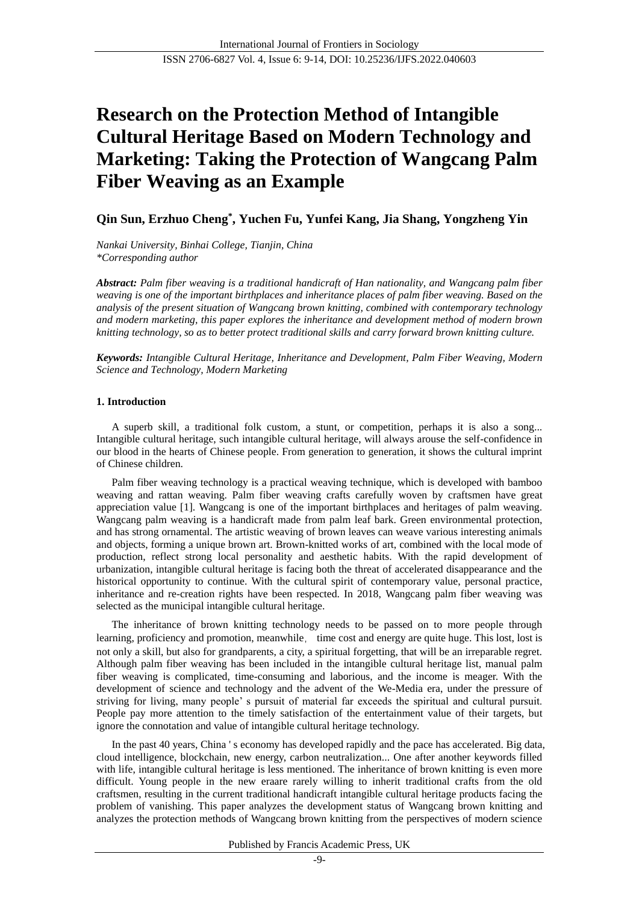# Research on the Protection Method of Intangible Cultural Heritage Based on Modern Technology and Marketing: Taking the Protection of Wangcang Palm Fiber Weaving as an Example

**Qin Sun, Erzhuo Cheng*, Yuchen Fu, Yunfei Kang, Jia Shang, Yongzheng Yin**

*Nankai University, Binhai College, Tianjin, China*
*\*Corresponding author*

***Abstract:*** *Palm fiber weaving is a traditional handicraft of Han nationality, and Wangcang palm fiber weaving is one of the important birthplaces and inheritance places of palm fiber weaving. Based on the analysis of the present situation of Wangcang brown knitting, combined with contemporary technology and modern marketing, this paper explores the inheritance and development method of modern brown knitting technology, so as to better protect traditional skills and carry forward brown knitting culture.*

***Keywords:*** *Intangible Cultural Heritage, Inheritance and Development, Palm Fiber Weaving, Modern Science and Technology, Modern Marketing*

## 1. Introduction

A superb skill, a traditional folk custom, a stunt, or competition, perhaps it is also a song... Intangible cultural heritage, such intangible cultural heritage, will always arouse the self-confidence in our blood in the hearts of Chinese people. From generation to generation, it shows the cultural imprint of Chinese children.

Palm fiber weaving technology is a practical weaving technique, which is developed with bamboo weaving and rattan weaving. Palm fiber weaving crafts carefully woven by craftsmen have great appreciation value [1]. Wangcang is one of the important birthplaces and heritages of palm weaving. Wangcang palm weaving is a handicraft made from palm leaf bark. Green environmental protection, and has strong ornamental. The artistic weaving of brown leaves can weave various interesting animals and objects, forming a unique brown art. Brown-knitted works of art, combined with the local mode of production, reflect strong local personality and aesthetic habits. With the rapid development of urbanization, intangible cultural heritage is facing both the threat of accelerated disappearance and the historical opportunity to continue. With the cultural spirit of contemporary value, personal practice, inheritance and re-creation rights have been respected. In 2018, Wangcang palm fiber weaving was selected as the municipal intangible cultural heritage.

The inheritance of brown knitting technology needs to be passed on to more people through learning, proficiency and promotion, meanwhile， time cost and energy are quite huge. This lost, lost is not only a skill, but also for grandparents, a city, a spiritual forgetting, that will be an irreparable regret. Although palm fiber weaving has been included in the intangible cultural heritage list, manual palm fiber weaving is complicated, time-consuming and laborious, and the income is meager. With the development of science and technology and the advent of the We-Media era, under the pressure of striving for living, many people' s pursuit of material far exceeds the spiritual and cultural pursuit. People pay more attention to the timely satisfaction of the entertainment value of their targets, but ignore the connotation and value of intangible cultural heritage technology.

In the past 40 years, China ' s economy has developed rapidly and the pace has accelerated. Big data, cloud intelligence, blockchain, new energy, carbon neutralization... One after another keywords filled with life, intangible cultural heritage is less mentioned. The inheritance of brown knitting is even more difficult. Young people in the new eraare rarely willing to inherit traditional crafts from the old craftsmen, resulting in the current traditional handicraft intangible cultural heritage products facing the problem of vanishing. This paper analyzes the development status of Wangcang brown knitting and analyzes the protection methods of Wangcang brown knitting from the perspectives of modern science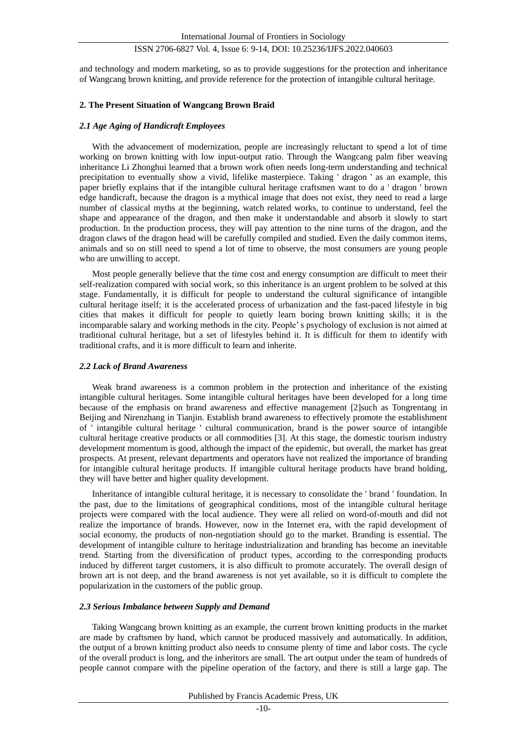and technology and modern marketing, so as to provide suggestions for the protection and inheritance of Wangcang brown knitting, and provide reference for the protection of intangible cultural heritage.

## 2. The Present Situation of Wangcang Brown Braid

### *2.1 Age Aging of Handicraft Employees*

With the advancement of modernization, people are increasingly reluctant to spend a lot of time working on brown knitting with low input-output ratio. Through the Wangcang palm fiber weaving inheritance Li Zhonghui learned that a brown work often needs long-term understanding and technical precipitation to eventually show a vivid, lifelike masterpiece. Taking ' dragon ' as an example, this paper briefly explains that if the intangible cultural heritage craftsmen want to do a ' dragon ' brown edge handicraft, because the dragon is a mythical image that does not exist, they need to read a large number of classical myths at the beginning, watch related works, to continue to understand, feel the shape and appearance of the dragon, and then make it understandable and absorb it slowly to start production. In the production process, they will pay attention to the nine turns of the dragon, and the dragon claws of the dragon head will be carefully compiled and studied. Even the daily common items, animals and so on still need to spend a lot of time to observe, the most consumers are young people who are unwilling to accept.

Most people generally believe that the time cost and energy consumption are difficult to meet their self-realization compared with social work, so this inheritance is an urgent problem to be solved at this stage. Fundamentally, it is difficult for people to understand the cultural significance of intangible cultural heritage itself; it is the accelerated process of urbanization and the fast-paced lifestyle in big cities that makes it difficult for people to quietly learn boring brown knitting skills; it is the incomparable salary and working methods in the city. People' s psychology of exclusion is not aimed at traditional cultural heritage, but a set of lifestyles behind it. It is difficult for them to identify with traditional crafts, and it is more difficult to learn and inherite.

### *2.2 Lack of Brand Awareness*

Weak brand awareness is a common problem in the protection and inheritance of the existing intangible cultural heritages. Some intangible cultural heritages have been developed for a long time because of the emphasis on brand awareness and effective management [2]such as Tongrentang in Beijing and Nirenzhang in Tianjin. Establish brand awareness to effectively promote the establishment of ' intangible cultural heritage ' cultural communication, brand is the power source of intangible cultural heritage creative products or all commodities [3]. At this stage, the domestic tourism industry development momentum is good, although the impact of the epidemic, but overall, the market has great prospects. At present, relevant departments and operators have not realized the importance of branding for intangible cultural heritage products. If intangible cultural heritage products have brand holding, they will have better and higher quality development.

Inheritance of intangible cultural heritage, it is necessary to consolidate the ' brand ' foundation. In the past, due to the limitations of geographical conditions, most of the intangible cultural heritage projects were compared with the local audience. They were all relied on word-of-mouth and did not realize the importance of brands. However, now in the Internet era, with the rapid development of social economy, the products of non-negotiation should go to the market. Branding is essential. The development of intangible culture to heritage industrialization and branding has become an inevitable trend. Starting from the diversification of product types, according to the corresponding products induced by different target customers, it is also difficult to promote accurately. The overall design of brown art is not deep, and the brand awareness is not yet available, so it is difficult to complete the popularization in the customers of the public group.

### *2.3 Serious Imbalance between Supply and Demand*

Taking Wangcang brown knitting as an example, the current brown knitting products in the market are made by craftsmen by hand, which cannot be produced massively and automatically. In addition, the output of a brown knitting product also needs to consume plenty of time and labor costs. The cycle of the overall product is long, and the inheritors are small. The art output under the team of hundreds of people cannot compare with the pipeline operation of the factory, and there is still a large gap. The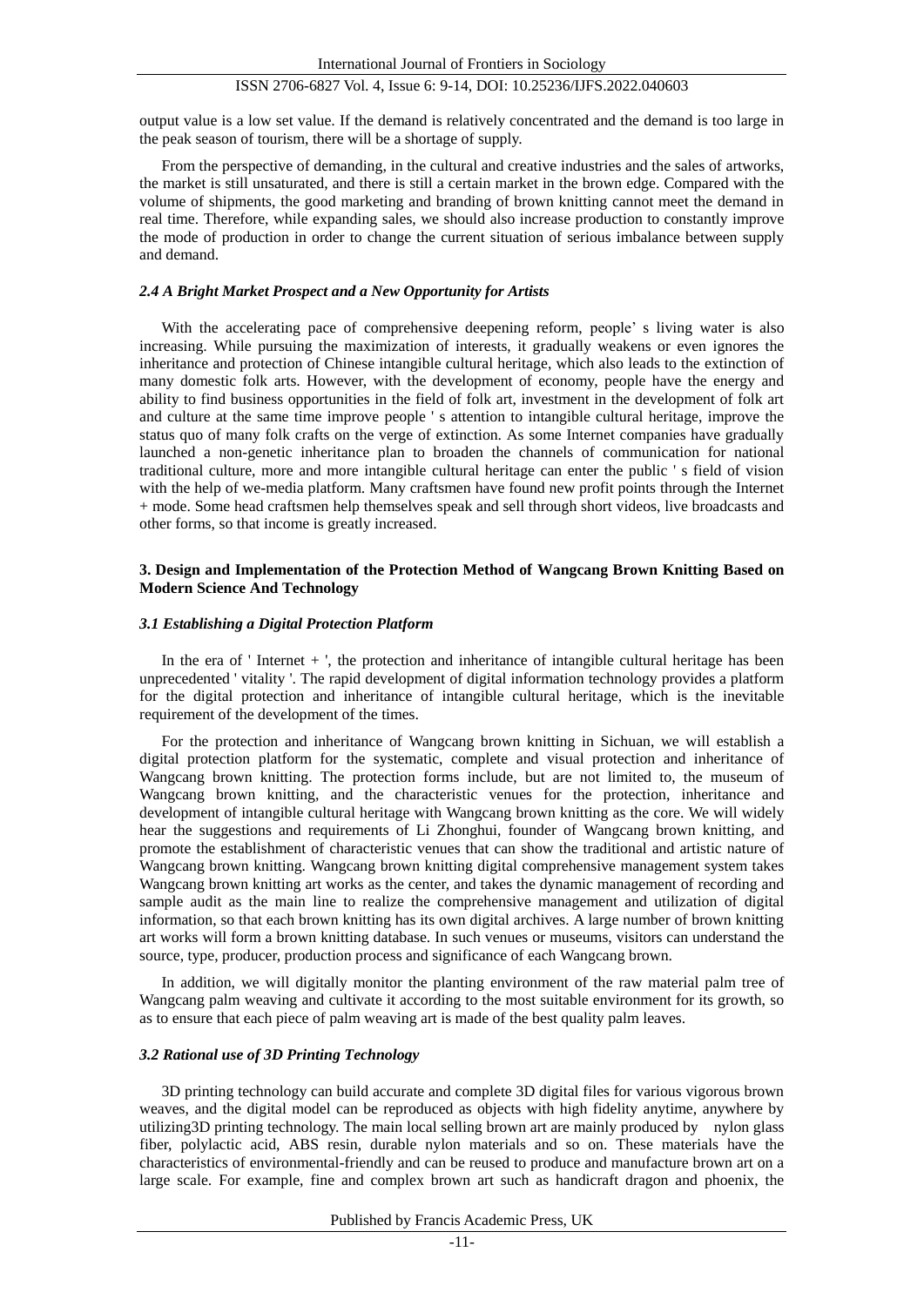output value is a low set value. If the demand is relatively concentrated and the demand is too large in the peak season of tourism, there will be a shortage of supply.

From the perspective of demanding, in the cultural and creative industries and the sales of artworks, the market is still unsaturated, and there is still a certain market in the brown edge. Compared with the volume of shipments, the good marketing and branding of brown knitting cannot meet the demand in real time. Therefore, while expanding sales, we should also increase production to constantly improve the mode of production in order to change the current situation of serious imbalance between supply and demand.

### *2.4 A Bright Market Prospect and a New Opportunity for Artists*

With the accelerating pace of comprehensive deepening reform, people' s living water is also increasing. While pursuing the maximization of interests, it gradually weakens or even ignores the inheritance and protection of Chinese intangible cultural heritage, which also leads to the extinction of many domestic folk arts. However, with the development of economy, people have the energy and ability to find business opportunities in the field of folk art, investment in the development of folk art and culture at the same time improve people ' s attention to intangible cultural heritage, improve the status quo of many folk crafts on the verge of extinction. As some Internet companies have gradually launched a non-genetic inheritance plan to broaden the channels of communication for national traditional culture, more and more intangible cultural heritage can enter the public ' s field of vision with the help of we-media platform. Many craftsmen have found new profit points through the Internet + mode. Some head craftsmen help themselves speak and sell through short videos, live broadcasts and other forms, so that income is greatly increased.

## 3. Design and Implementation of the Protection Method of Wangcang Brown Knitting Based on Modern Science And Technology

### *3.1 Establishing a Digital Protection Platform*

In the era of ' Internet + ', the protection and inheritance of intangible cultural heritage has been unprecedented ' vitality '. The rapid development of digital information technology provides a platform for the digital protection and inheritance of intangible cultural heritage, which is the inevitable requirement of the development of the times.

For the protection and inheritance of Wangcang brown knitting in Sichuan, we will establish a digital protection platform for the systematic, complete and visual protection and inheritance of Wangcang brown knitting. The protection forms include, but are not limited to, the museum of Wangcang brown knitting, and the characteristic venues for the protection, inheritance and development of intangible cultural heritage with Wangcang brown knitting as the core. We will widely hear the suggestions and requirements of Li Zhonghui, founder of Wangcang brown knitting, and promote the establishment of characteristic venues that can show the traditional and artistic nature of Wangcang brown knitting. Wangcang brown knitting digital comprehensive management system takes Wangcang brown knitting art works as the center, and takes the dynamic management of recording and sample audit as the main line to realize the comprehensive management and utilization of digital information, so that each brown knitting has its own digital archives. A large number of brown knitting art works will form a brown knitting database. In such venues or museums, visitors can understand the source, type, producer, production process and significance of each Wangcang brown.

In addition, we will digitally monitor the planting environment of the raw material palm tree of Wangcang palm weaving and cultivate it according to the most suitable environment for its growth, so as to ensure that each piece of palm weaving art is made of the best quality palm leaves.

### *3.2 Rational use of 3D Printing Technology*

3D printing technology can build accurate and complete 3D digital files for various vigorous brown weaves, and the digital model can be reproduced as objects with high fidelity anytime, anywhere by utilizing3D printing technology. The main local selling brown art are mainly produced by nylon glass fiber, polylactic acid, ABS resin, durable nylon materials and so on. These materials have the characteristics of environmental-friendly and can be reused to produce and manufacture brown art on a large scale. For example, fine and complex brown art such as handicraft dragon and phoenix, the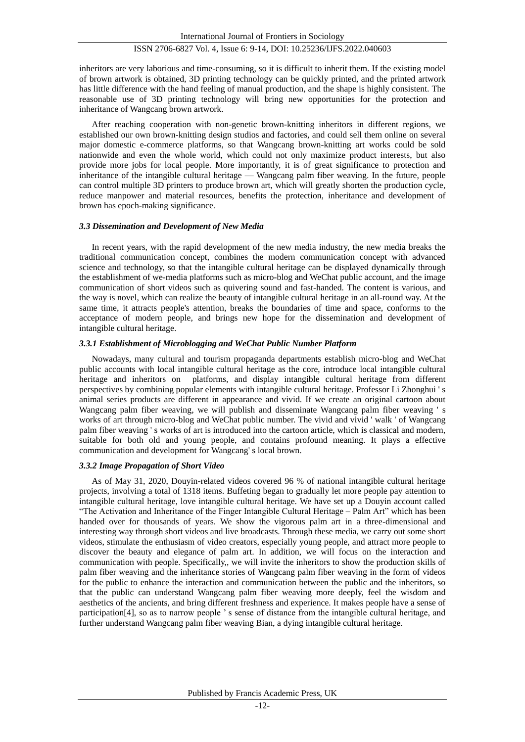inheritors are very laborious and time-consuming, so it is difficult to inherit them. If the existing model of brown artwork is obtained, 3D printing technology can be quickly printed, and the printed artwork has little difference with the hand feeling of manual production, and the shape is highly consistent. The reasonable use of 3D printing technology will bring new opportunities for the protection and inheritance of Wangcang brown artwork.

After reaching cooperation with non-genetic brown-knitting inheritors in different regions, we established our own brown-knitting design studios and factories, and could sell them online on several major domestic e-commerce platforms, so that Wangcang brown-knitting art works could be sold nationwide and even the whole world, which could not only maximize product interests, but also provide more jobs for local people. More importantly, it is of great significance to protection and inheritance of the intangible cultural heritage — Wangcang palm fiber weaving. In the future, people can control multiple 3D printers to produce brown art, which will greatly shorten the production cycle, reduce manpower and material resources, benefits the protection, inheritance and development of brown has epoch-making significance.

### *3.3 Dissemination and Development of New Media*

In recent years, with the rapid development of the new media industry, the new media breaks the traditional communication concept, combines the modern communication concept with advanced science and technology, so that the intangible cultural heritage can be displayed dynamically through the establishment of we-media platforms such as micro-blog and WeChat public account, and the image communication of short videos such as quivering sound and fast-handed. The content is various, and the way is novel, which can realize the beauty of intangible cultural heritage in an all-round way. At the same time, it attracts people's attention, breaks the boundaries of time and space, conforms to the acceptance of modern people, and brings new hope for the dissemination and development of intangible cultural heritage.

#### *3.3.1 Establishment of Microblogging and WeChat Public Number Platform*

Nowadays, many cultural and tourism propaganda departments establish micro-blog and WeChat public accounts with local intangible cultural heritage as the core, introduce local intangible cultural heritage and inheritors on platforms, and display intangible cultural heritage from different perspectives by combining popular elements with intangible cultural heritage. Professor Li Zhonghui ' s animal series products are different in appearance and vivid. If we create an original cartoon about Wangcang palm fiber weaving, we will publish and disseminate Wangcang palm fiber weaving ' s works of art through micro-blog and WeChat public number. The vivid and vivid ' walk ' of Wangcang palm fiber weaving ' s works of art is introduced into the cartoon article, which is classical and modern, suitable for both old and young people, and contains profound meaning. It plays a effective communication and development for Wangcang' s local brown.

#### *3.3.2 Image Propagation of Short Video*

As of May 31, 2020, Douyin-related videos covered 96 % of national intangible cultural heritage projects, involving a total of 1318 items. Buffeting began to gradually let more people pay attention to intangible cultural heritage, love intangible cultural heritage. We have set up a Douyin account called "The Activation and Inheritance of the Finger Intangible Cultural Heritage – Palm Art" which has been handed over for thousands of years. We show the vigorous palm art in a three-dimensional and interesting way through short videos and live broadcasts. Through these media, we carry out some short videos, stimulate the enthusiasm of video creators, especially young people, and attract more people to discover the beauty and elegance of palm art. In addition, we will focus on the interaction and communication with people. Specifically,, we will invite the inheritors to show the production skills of palm fiber weaving and the inheritance stories of Wangcang palm fiber weaving in the form of videos for the public to enhance the interaction and communication between the public and the inheritors, so that the public can understand Wangcang palm fiber weaving more deeply, feel the wisdom and aesthetics of the ancients, and bring different freshness and experience. It makes people have a sense of participation[4], so as to narrow people ' s sense of distance from the intangible cultural heritage, and further understand Wangcang palm fiber weaving Bian, a dying intangible cultural heritage.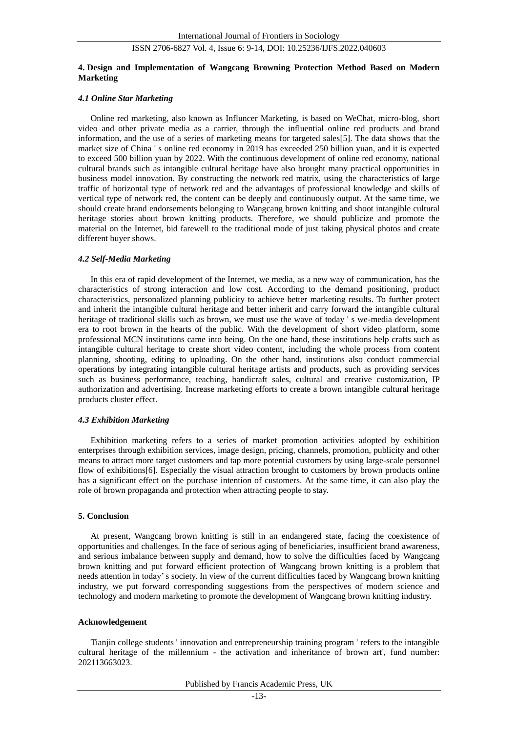## 4. Design and Implementation of Wangcang Browning Protection Method Based on Modern Marketing

### *4.1 Online Star Marketing*

Online red marketing, also known as Influncer Marketing, is based on WeChat, micro-blog, short video and other private media as a carrier, through the influential online red products and brand information, and the use of a series of marketing means for targeted sales[5]. The data shows that the market size of China ' s online red economy in 2019 has exceeded 250 billion yuan, and it is expected to exceed 500 billion yuan by 2022. With the continuous development of online red economy, national cultural brands such as intangible cultural heritage have also brought many practical opportunities in business model innovation. By constructing the network red matrix, using the characteristics of large traffic of horizontal type of network red and the advantages of professional knowledge and skills of vertical type of network red, the content can be deeply and continuously output. At the same time, we should create brand endorsements belonging to Wangcang brown knitting and shoot intangible cultural heritage stories about brown knitting products. Therefore, we should publicize and promote the material on the Internet, bid farewell to the traditional mode of just taking physical photos and create different buyer shows.

### *4.2 Self-Media Marketing*

In this era of rapid development of the Internet, we media, as a new way of communication, has the characteristics of strong interaction and low cost. According to the demand positioning, product characteristics, personalized planning publicity to achieve better marketing results. To further protect and inherit the intangible cultural heritage and better inherit and carry forward the intangible cultural heritage of traditional skills such as brown, we must use the wave of today ' s we-media development era to root brown in the hearts of the public. With the development of short video platform, some professional MCN institutions came into being. On the one hand, these institutions help crafts such as intangible cultural heritage to create short video content, including the whole process from content planning, shooting, editing to uploading. On the other hand, institutions also conduct commercial operations by integrating intangible cultural heritage artists and products, such as providing services such as business performance, teaching, handicraft sales, cultural and creative customization, IP authorization and advertising. Increase marketing efforts to create a brown intangible cultural heritage products cluster effect.

### *4.3 Exhibition Marketing*

Exhibition marketing refers to a series of market promotion activities adopted by exhibition enterprises through exhibition services, image design, pricing, channels, promotion, publicity and other means to attract more target customers and tap more potential customers by using large-scale personnel flow of exhibitions[6]. Especially the visual attraction brought to customers by brown products online has a significant effect on the purchase intention of customers. At the same time, it can also play the role of brown propaganda and protection when attracting people to stay.

## 5. Conclusion

At present, Wangcang brown knitting is still in an endangered state, facing the coexistence of opportunities and challenges. In the face of serious aging of beneficiaries, insufficient brand awareness, and serious imbalance between supply and demand, how to solve the difficulties faced by Wangcang brown knitting and put forward efficient protection of Wangcang brown knitting is a problem that needs attention in today' s society. In view of the current difficulties faced by Wangcang brown knitting industry, we put forward corresponding suggestions from the perspectives of modern science and technology and modern marketing to promote the development of Wangcang brown knitting industry.

## Acknowledgement

Tianjin college students ' innovation and entrepreneurship training program ' refers to the intangible cultural heritage of the millennium - the activation and inheritance of brown art', fund number: 202113663023.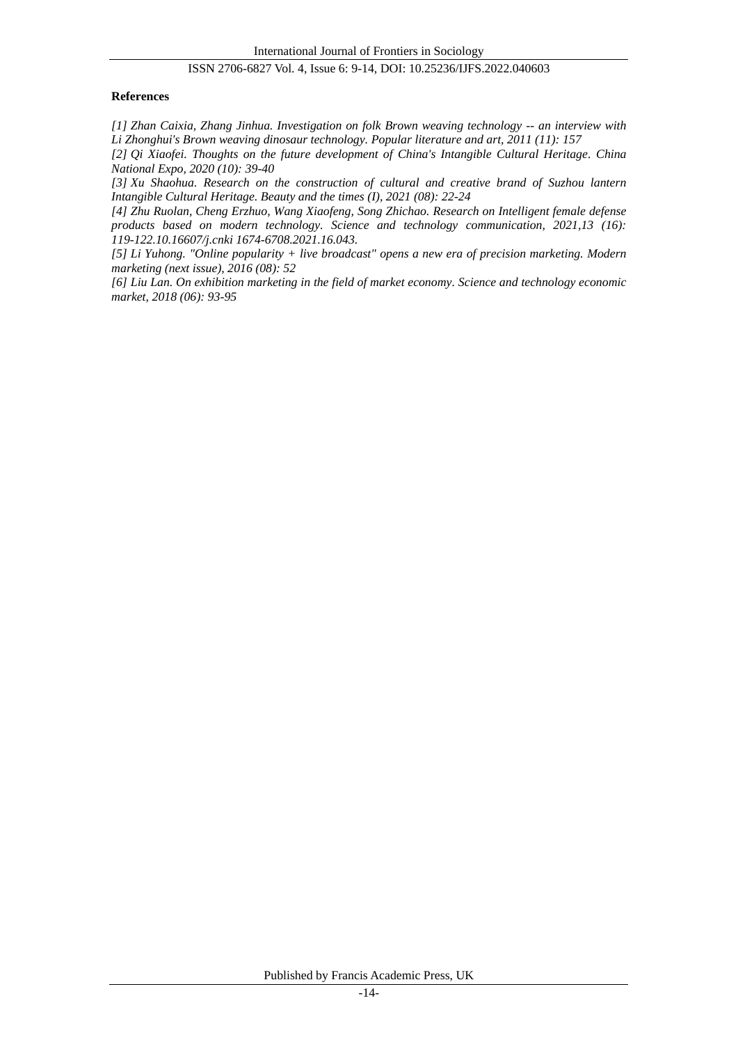**References**

*[1] Zhan Caixia, Zhang Jinhua. Investigation on folk Brown weaving technology -- an interview with Li Zhonghui's Brown weaving dinosaur technology. Popular literature and art, 2011 (11): 157*

*[2] Qi Xiaofei. Thoughts on the future development of China's Intangible Cultural Heritage. China National Expo, 2020 (10): 39-40*

*[3] Xu Shaohua. Research on the construction of cultural and creative brand of Suzhou lantern Intangible Cultural Heritage. Beauty and the times (I), 2021 (08): 22-24*

*[4] Zhu Ruolan, Cheng Erzhuo, Wang Xiaofeng, Song Zhichao. Research on Intelligent female defense products based on modern technology. Science and technology communication, 2021,13 (16): 119-122.10.16607/j.cnki 1674-6708.2021.16.043.*

*[5] Li Yuhong. "Online popularity + live broadcast" opens a new era of precision marketing. Modern marketing (next issue), 2016 (08): 52*

*[6] Liu Lan. On exhibition marketing in the field of market economy. Science and technology economic market, 2018 (06): 93-95*